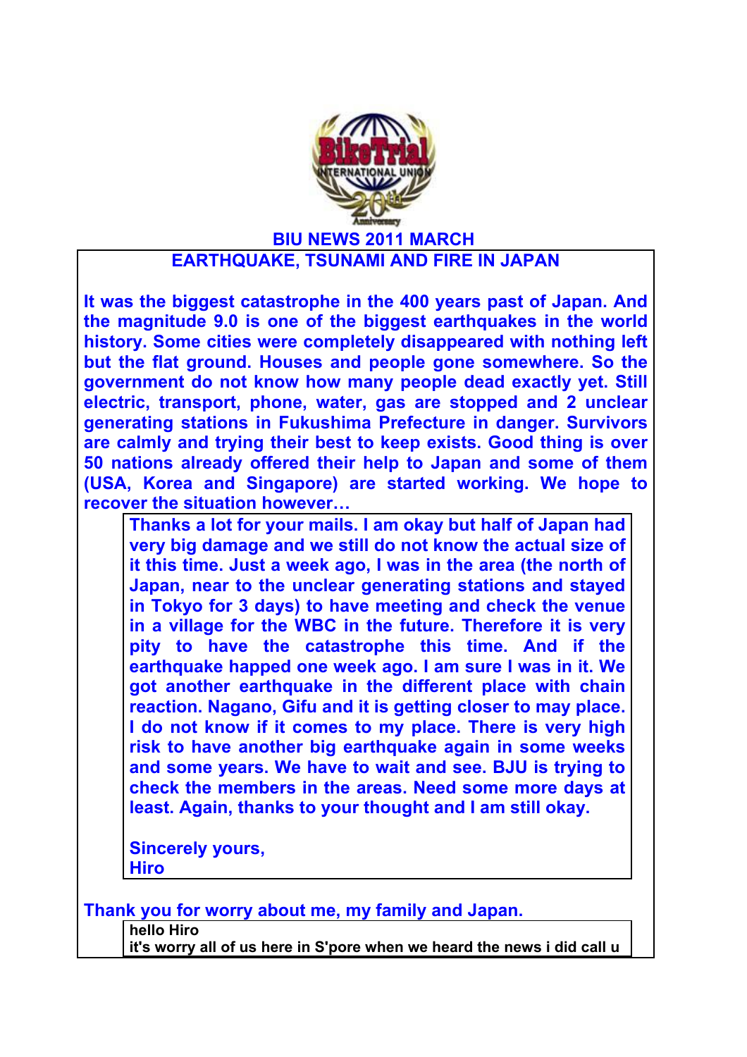# BIU NEWS 2011 MARCH

## EARTHQUAKE, TSUNAMI AND FIRE IN JAPAN

**It was the biggest catastrophe in the 400 years past of Japan. And the magnitude 9.0 is one of the biggest earthquakes in the world history. Some cities were completely disappeared with nothing left but the flat ground. Houses and people gone somewhere. So the government do not know how many people dead exactly yet. Still electric, transport, phone, water, gas are stopped and 2 unclear generating stations in Fukushima Prefecture in danger. Survivors are calmly and trying their best to keep exists. Good thing is over 50 nations already offered their help to Japan and some of them (USA, Korea and Singapore) are started working. We hope to recover the situation however…**

> **Thanks a lot for your mails. I am okay but half of Japan had very big damage and we still do not know the actual size of it this time. Just a week ago, I was in the area (the north of Japan, near to the unclear generating stations and stayed in Tokyo for 3 days) to have meeting and check the venue in a village for the WBC in the future. Therefore it is very pity to have the catastrophe this time. And if the earthquake happed one week ago. I am sure I was in it. We got another earthquake in the different place with chain reaction. Nagano, Gifu and it is getting closer to may place. I do not know if it comes to my place. There is very high risk to have another big earthquake again in some weeks and some years. We have to wait and see. BJU is trying to check the members in the areas. Need some more days at least. Again, thanks to your thought and I am still okay.**
>
> **Sincerely yours,**
> **Hiro**

**Thank you for worry about me, my family and Japan.**

> **hello Hiro**
> **it's worry all of us here in S'pore when we heard the news i did call u**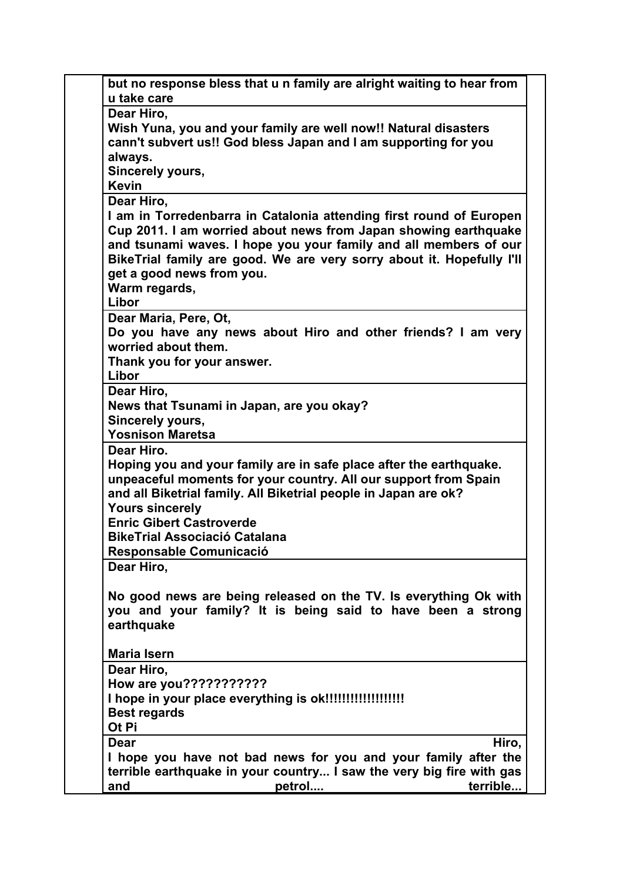**but no response bless that u n family are alright waiting to hear from u take care**

---

**Dear Hiro,**
**Wish Yuna, you and your family are well now!! Natural disasters cann't subvert us!! God bless Japan and I am supporting for you always.**
**Sincerely yours,**
**Kevin**

---

**Dear Hiro,**
**I am in Torredenbarra in Catalonia attending first round of Europen Cup 2011. I am worried about news from Japan showing earthquake and tsunami waves. I hope you your family and all members of our BikeTrial family are good. We are very sorry about it. Hopefully I'll get a good news from you.**
**Warm regards,**
**Libor**

---

**Dear Maria, Pere, Ot,**
**Do you have any news about Hiro and other friends? I am very worried about them.**
**Thank you for your answer.**
**Libor**

---

**Dear Hiro,**
**News that Tsunami in Japan, are you okay?**
**Sincerely yours,**
**Yosnison Maretsa**

---

**Dear Hiro.**
**Hoping you and your family are in safe place after the earthquake. unpeaceful moments for your country. All our support from Spain and all Biketrial family. All Biketrial people in Japan are ok?**
**Yours sincerely**
**Enric Gibert Castroverde**
**BikeTrial Associació Catalana**
**Responsable Comunicació**

---

**Dear Hiro,**

**No good news are being released on the TV. Is everything Ok with you and your family? It is being said to have been a strong earthquake**

**Maria Isern**

---

**Dear Hiro,**
**How are you???????????**
**I hope in your place everything is ok!!!!!!!!!!!!!!!!!!**
**Best regards**
**Ot Pi**

---

**Dear Hiro,**
**I hope you have not bad news for you and your family after the terrible earthquake in your country... I saw the very big fire with gas and petrol.... terrible...**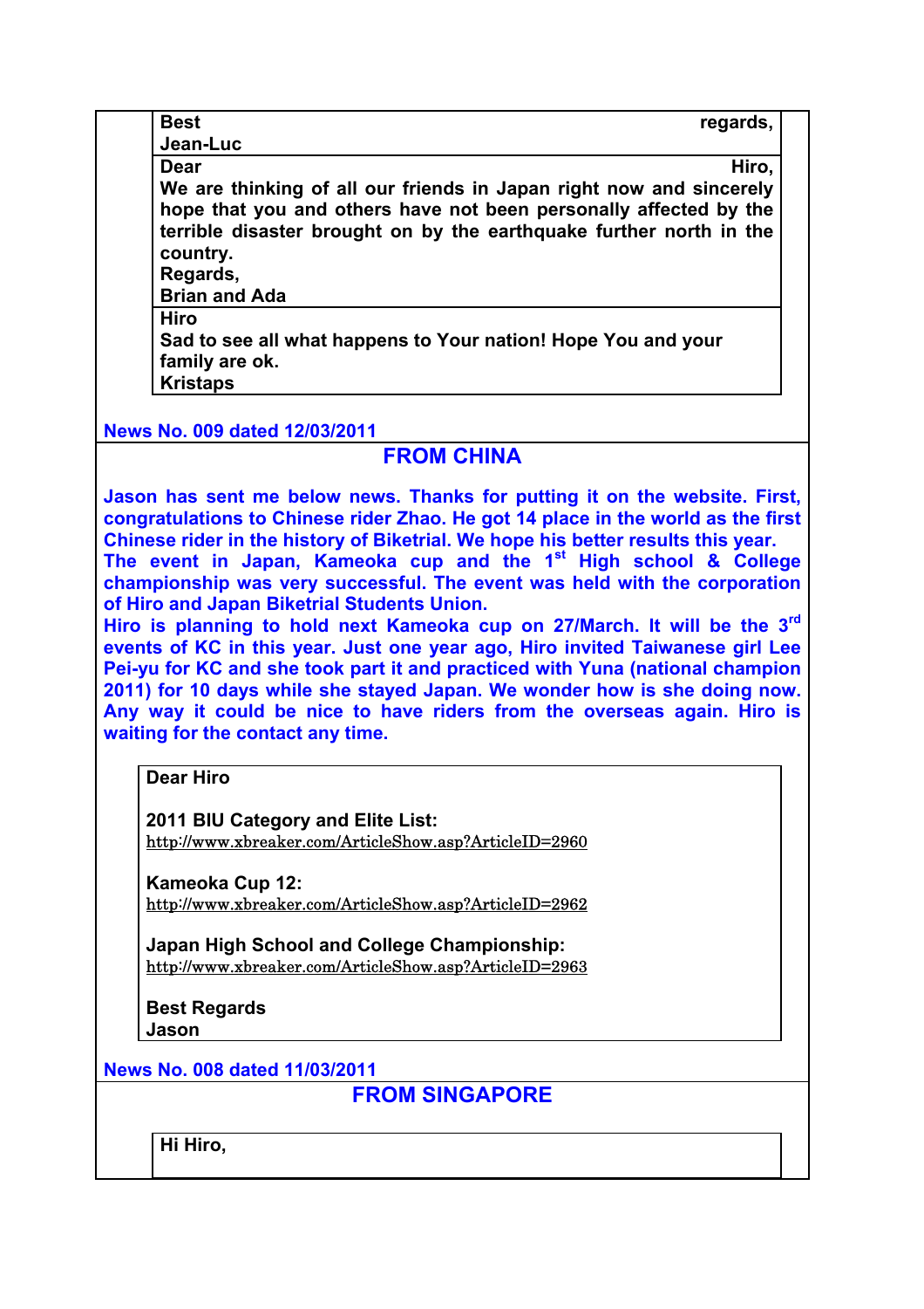**Best regards,**
**Jean-Luc**

**Dear Hiro,**
**We are thinking of all our friends in Japan right now and sincerely hope that you and others have not been personally affected by the terrible disaster brought on by the earthquake further north in the country.**
**Regards,**
**Brian and Ada**

**Hiro**
**Sad to see all what happens to Your nation! Hope You and your family are ok.**
**Kristaps**

**News No. 009 dated 12/03/2011**

## FROM CHINA

**Jason has sent me below news. Thanks for putting it on the website. First, congratulations to Chinese rider Zhao. He got 14 place in the world as the first Chinese rider in the history of Biketrial. We hope his better results this year.**
**The event in Japan, Kameoka cup and the 1st High school & College championship was very successful. The event was held with the corporation of Hiro and Japan Biketrial Students Union.**
**Hiro is planning to hold next Kameoka cup on 27/March. It will be the 3rd events of KC in this year. Just one year ago, Hiro invited Taiwanese girl Lee Pei-yu for KC and she took part it and practiced with Yuna (national champion 2011) for 10 days while she stayed Japan. We wonder how is she doing now. Any way it could be nice to have riders from the overseas again. Hiro is waiting for the contact any time.**

**Dear Hiro**

**2011 BIU Category and Elite List:**
http://www.xbreaker.com/ArticleShow.asp?ArticleID=2960

**Kameoka Cup 12:**
http://www.xbreaker.com/ArticleShow.asp?ArticleID=2962

**Japan High School and College Championship:**
http://www.xbreaker.com/ArticleShow.asp?ArticleID=2963

**Best Regards**
**Jason**

**News No. 008 dated 11/03/2011**

## FROM SINGAPORE

**Hi Hiro,**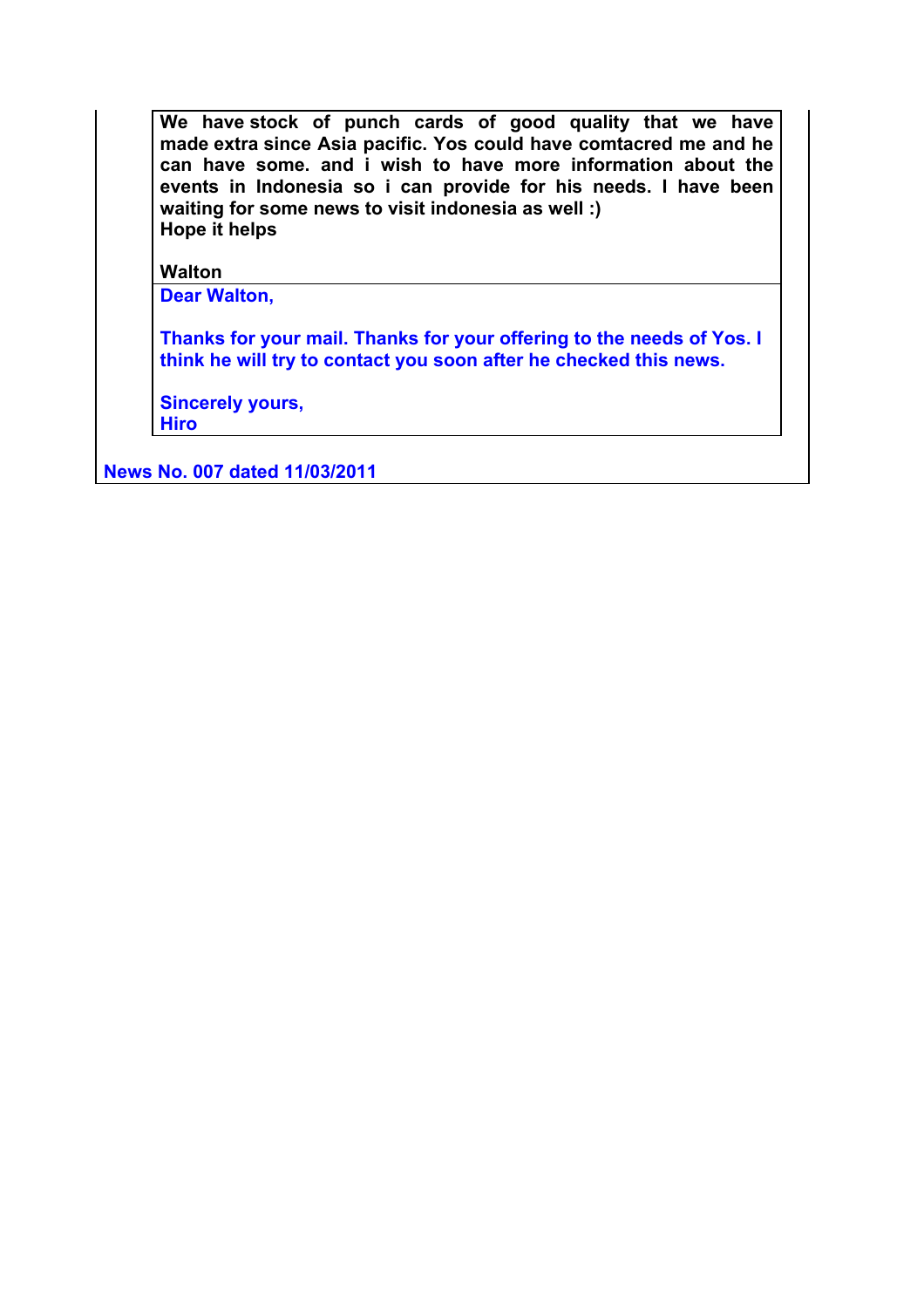**We have stock of punch cards of good quality that we have made extra since Asia pacific. Yos could have comtacred me and he can have some. and i wish to have more information about the events in Indonesia so i can provide for his needs. I have been waiting for some news to visit indonesia as well :)**
**Hope it helps**

**Walton**

**Dear Walton,**

**Thanks for your mail. Thanks for your offering to the needs of Yos. I think he will try to contact you soon after he checked this news.**

**Sincerely yours,**
**Hiro**

**News No. 007 dated 11/03/2011**